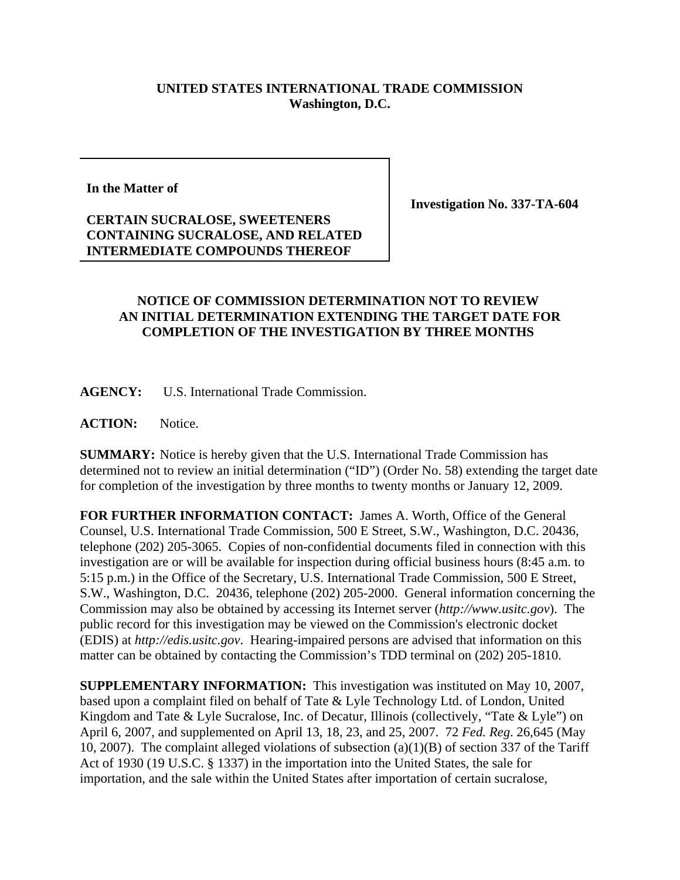**UNITED STATES INTERNATIONAL TRADE COMMISSION**
**Washington, D.C.**

**In the Matter of**

**CERTAIN SUCRALOSE, SWEETENERS CONTAINING SUCRALOSE, AND RELATED INTERMEDIATE COMPOUNDS THEREOF**

**Investigation No. 337-TA-604**

## NOTICE OF COMMISSION DETERMINATION NOT TO REVIEW AN INITIAL DETERMINATION EXTENDING THE TARGET DATE FOR COMPLETION OF THE INVESTIGATION BY THREE MONTHS

**AGENCY:** U.S. International Trade Commission.

**ACTION:** Notice.

**SUMMARY:** Notice is hereby given that the U.S. International Trade Commission has determined not to review an initial determination ("ID") (Order No. 58) extending the target date for completion of the investigation by three months to twenty months or January 12, 2009.

**FOR FURTHER INFORMATION CONTACT:** James A. Worth, Office of the General Counsel, U.S. International Trade Commission, 500 E Street, S.W., Washington, D.C. 20436, telephone (202) 205-3065. Copies of non-confidential documents filed in connection with this investigation are or will be available for inspection during official business hours (8:45 a.m. to 5:15 p.m.) in the Office of the Secretary, U.S. International Trade Commission, 500 E Street, S.W., Washington, D.C. 20436, telephone (202) 205-2000. General information concerning the Commission may also be obtained by accessing its Internet server (*http://www.usitc.gov*). The public record for this investigation may be viewed on the Commission's electronic docket (EDIS) at *http://edis.usitc.gov*. Hearing-impaired persons are advised that information on this matter can be obtained by contacting the Commission's TDD terminal on (202) 205-1810.

**SUPPLEMENTARY INFORMATION:** This investigation was instituted on May 10, 2007, based upon a complaint filed on behalf of Tate & Lyle Technology Ltd. of London, United Kingdom and Tate & Lyle Sucralose, Inc. of Decatur, Illinois (collectively, "Tate & Lyle") on April 6, 2007, and supplemented on April 13, 18, 23, and 25, 2007. 72 *Fed. Reg*. 26,645 (May 10, 2007). The complaint alleged violations of subsection (a)(1)(B) of section 337 of the Tariff Act of 1930 (19 U.S.C. § 1337) in the importation into the United States, the sale for importation, and the sale within the United States after importation of certain sucralose,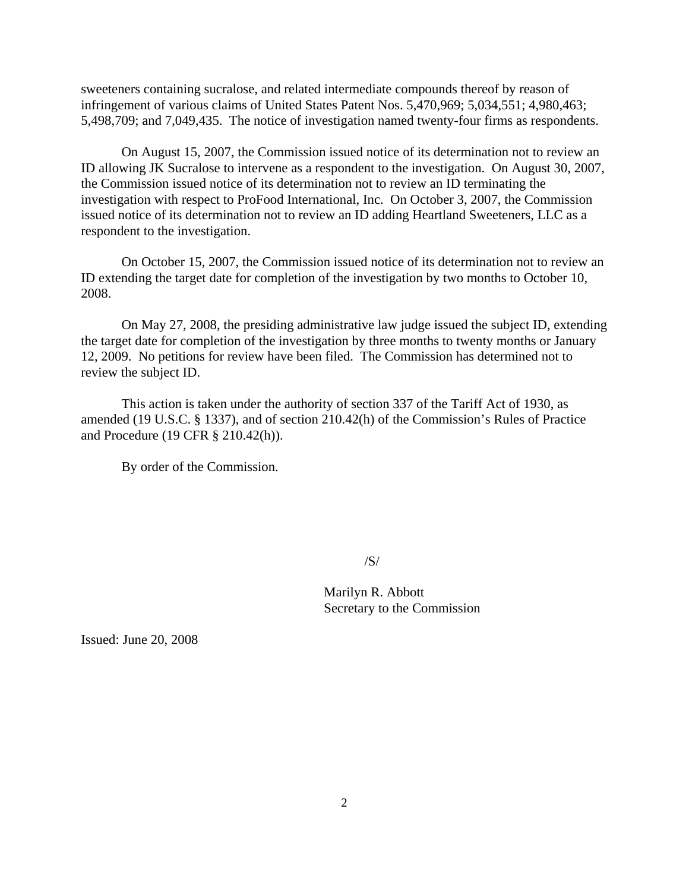sweeteners containing sucralose, and related intermediate compounds thereof by reason of infringement of various claims of United States Patent Nos. 5,470,969; 5,034,551; 4,980,463; 5,498,709; and 7,049,435. The notice of investigation named twenty-four firms as respondents.

On August 15, 2007, the Commission issued notice of its determination not to review an ID allowing JK Sucralose to intervene as a respondent to the investigation. On August 30, 2007, the Commission issued notice of its determination not to review an ID terminating the investigation with respect to ProFood International, Inc. On October 3, 2007, the Commission issued notice of its determination not to review an ID adding Heartland Sweeteners, LLC as a respondent to the investigation.

On October 15, 2007, the Commission issued notice of its determination not to review an ID extending the target date for completion of the investigation by two months to October 10, 2008.

On May 27, 2008, the presiding administrative law judge issued the subject ID, extending the target date for completion of the investigation by three months to twenty months or January 12, 2009. No petitions for review have been filed. The Commission has determined not to review the subject ID.

This action is taken under the authority of section 337 of the Tariff Act of 1930, as amended (19 U.S.C. § 1337), and of section 210.42(h) of the Commission's Rules of Practice and Procedure (19 CFR § 210.42(h)).

By order of the Commission.

/S/

Marilyn R. Abbott
Secretary to the Commission

Issued: June 20, 2008